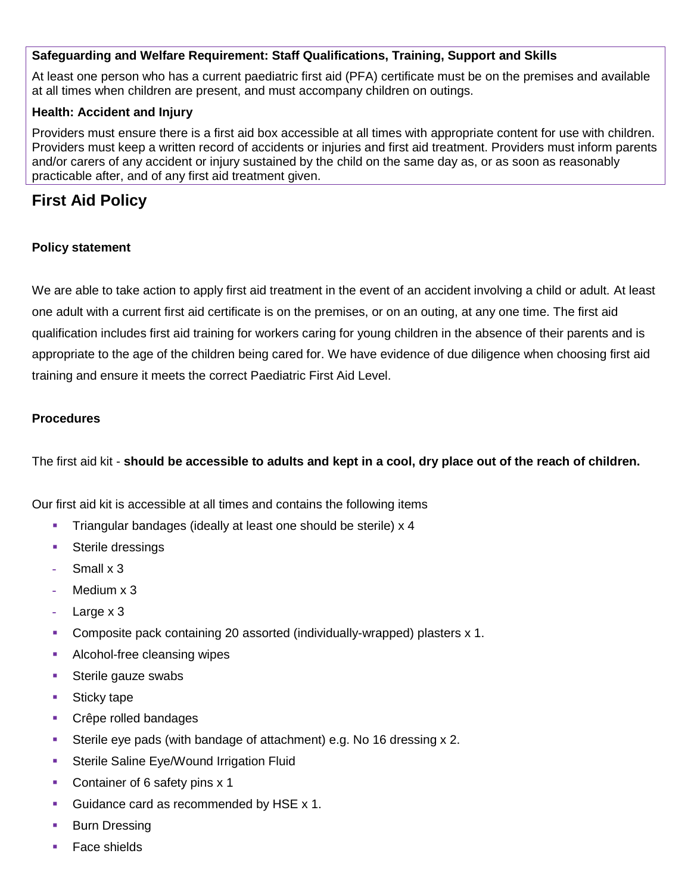**Safeguarding and Welfare Requirement: Staff Qualifications, Training, Support and Skills**

At least one person who has a current paediatric first aid (PFA) certificate must be on the premises and available at all times when children are present, and must accompany children on outings.

**Health: Accident and Injury**

Providers must ensure there is a first aid box accessible at all times with appropriate content for use with children. Providers must keep a written record of accidents or injuries and first aid treatment. Providers must inform parents and/or carers of any accident or injury sustained by the child on the same day as, or as soon as reasonably practicable after, and of any first aid treatment given.

# First Aid Policy

**Policy statement**

We are able to take action to apply first aid treatment in the event of an accident involving a child or adult. At least one adult with a current first aid certificate is on the premises, or on an outing, at any one time. The first aid qualification includes first aid training for workers caring for young children in the absence of their parents and is appropriate to the age of the children being cared for. We have evidence of due diligence when choosing first aid training and ensure it meets the correct Paediatric First Aid Level.

**Procedures**

The first aid kit - **should be accessible to adults and kept in a cool, dry place out of the reach of children.**

Our first aid kit is accessible at all times and contains the following items

- Triangular bandages (ideally at least one should be sterile) x 4
- Sterile dressings
  - Small x 3
  - Medium x 3
  - Large x 3
- Composite pack containing 20 assorted (individually-wrapped) plasters x 1.
- Alcohol-free cleansing wipes
- Sterile gauze swabs
- Sticky tape
- Crêpe rolled bandages
- Sterile eye pads (with bandage of attachment) e.g. No 16 dressing x 2.
- Sterile Saline Eye/Wound Irrigation Fluid
- Container of 6 safety pins x 1
- Guidance card as recommended by HSE x 1.
- Burn Dressing
- Face shields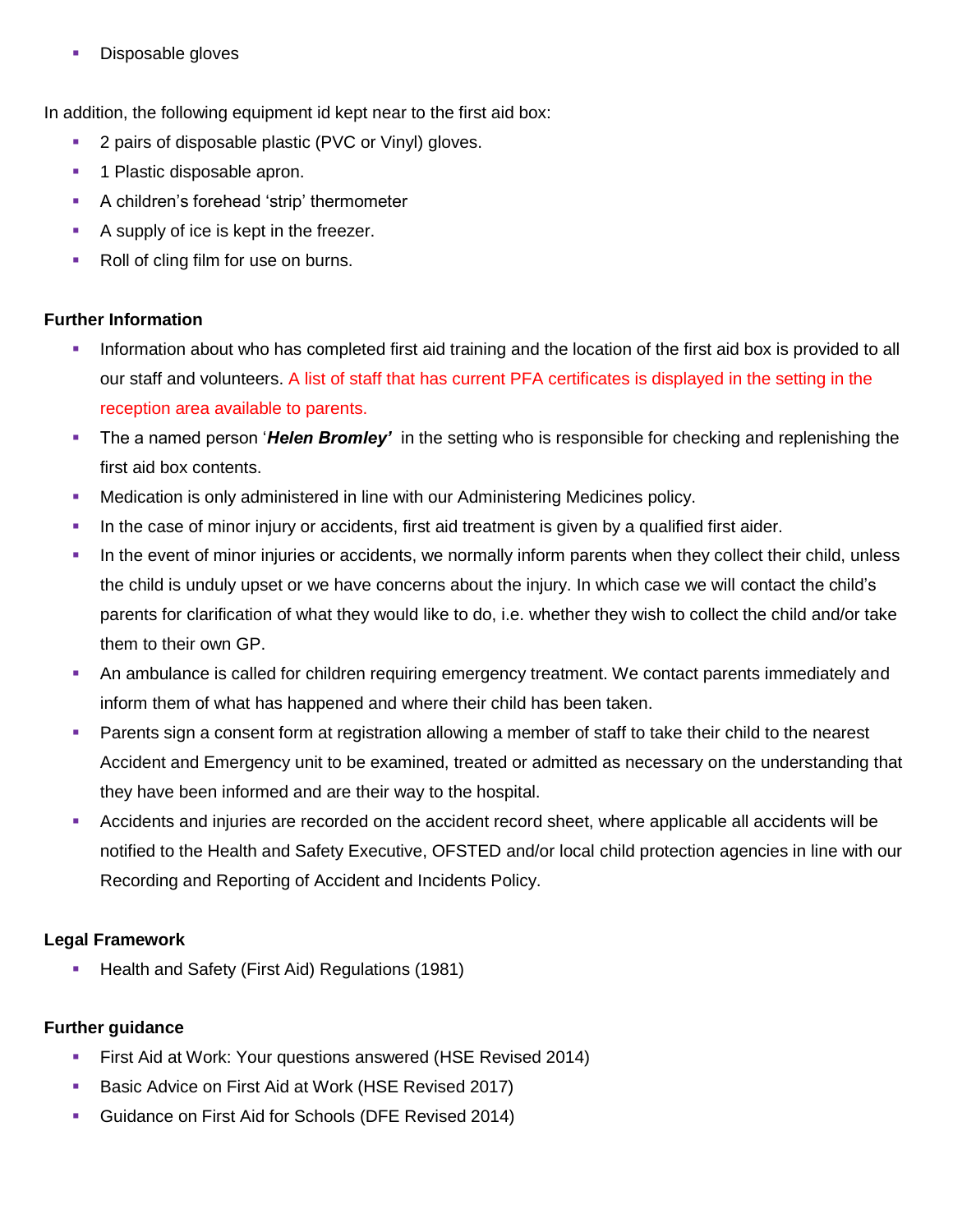- Disposable gloves

In addition, the following equipment id kept near to the first aid box:

- 2 pairs of disposable plastic (PVC or Vinyl) gloves.
- 1 Plastic disposable apron.
- A children's forehead 'strip' thermometer
- A supply of ice is kept in the freezer.
- Roll of cling film for use on burns.

**Further Information**

- Information about who has completed first aid training and the location of the first aid box is provided to all our staff and volunteers. A list of staff that has current PFA certificates is displayed in the setting in the reception area available to parents.
- The a named person '***Helen Bromley'*** in the setting who is responsible for checking and replenishing the first aid box contents.
- Medication is only administered in line with our Administering Medicines policy.
- In the case of minor injury or accidents, first aid treatment is given by a qualified first aider.
- In the event of minor injuries or accidents, we normally inform parents when they collect their child, unless the child is unduly upset or we have concerns about the injury. In which case we will contact the child's parents for clarification of what they would like to do, i.e. whether they wish to collect the child and/or take them to their own GP.
- An ambulance is called for children requiring emergency treatment. We contact parents immediately and inform them of what has happened and where their child has been taken.
- Parents sign a consent form at registration allowing a member of staff to take their child to the nearest Accident and Emergency unit to be examined, treated or admitted as necessary on the understanding that they have been informed and are their way to the hospital.
- Accidents and injuries are recorded on the accident record sheet, where applicable all accidents will be notified to the Health and Safety Executive, OFSTED and/or local child protection agencies in line with our Recording and Reporting of Accident and Incidents Policy.

**Legal Framework**

- Health and Safety (First Aid) Regulations (1981)

**Further guidance**

- First Aid at Work: Your questions answered (HSE Revised 2014)
- Basic Advice on First Aid at Work (HSE Revised 2017)
- Guidance on First Aid for Schools (DFE Revised 2014)